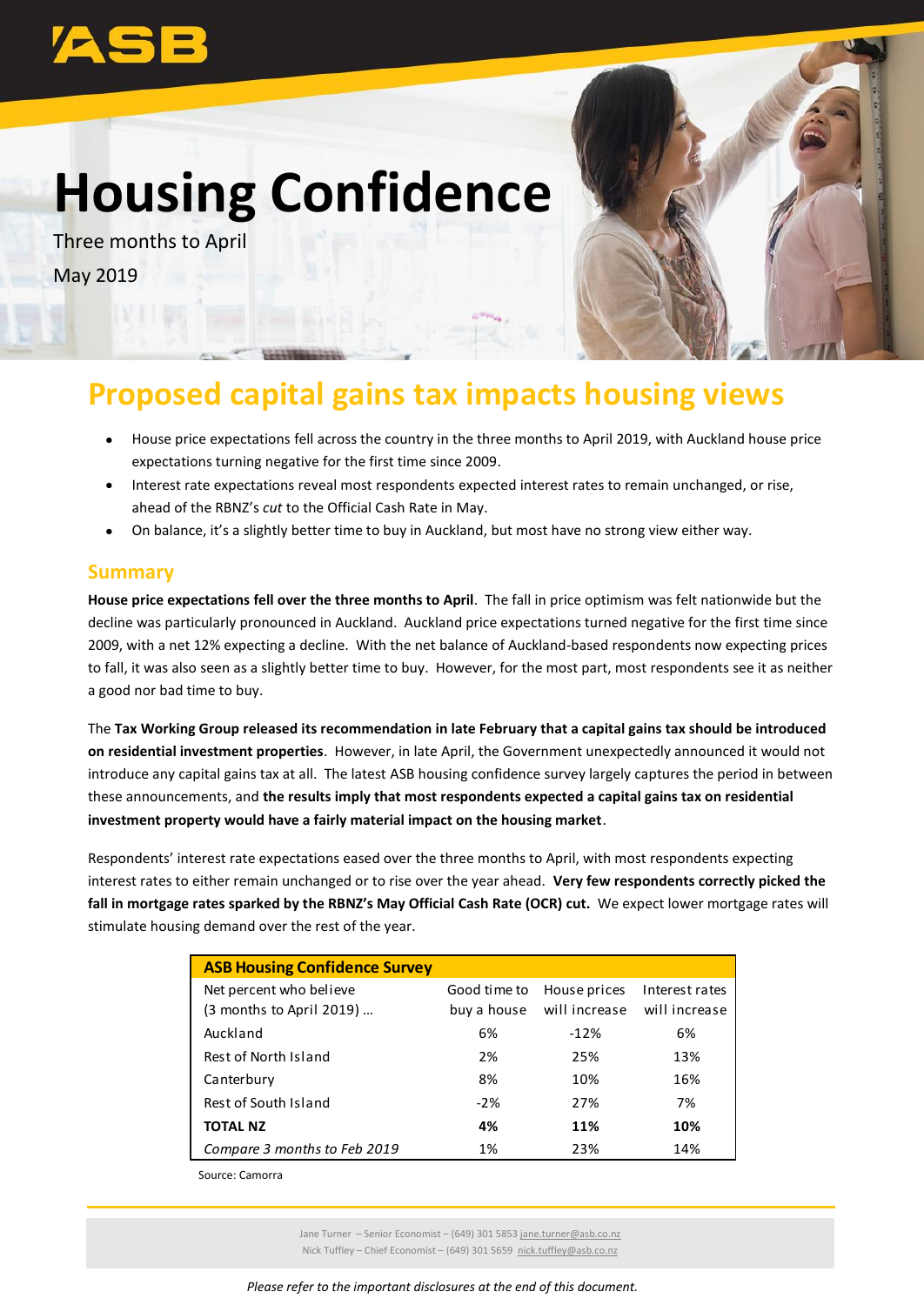# Housing Confidence

Three months to April

May 2019

## Proposed capital gains tax impacts housing views

- House price expectations fell across the country in the three months to April 2019, with Auckland house price expectations turning negative for the first time since 2009.
- Interest rate expectations reveal most respondents expected interest rates to remain unchanged, or rise, ahead of the RBNZ's *cut* to the Official Cash Rate in May.
- On balance, it's a slightly better time to buy in Auckland, but most have no strong view either way.

### Summary

**House price expectations fell over the three months to April**. The fall in price optimism was felt nationwide but the decline was particularly pronounced in Auckland. Auckland price expectations turned negative for the first time since 2009, with a net 12% expecting a decline. With the net balance of Auckland-based respondents now expecting prices to fall, it was also seen as a slightly better time to buy. However, for the most part, most respondents see it as neither a good nor bad time to buy.

The **Tax Working Group released its recommendation in late February that a capital gains tax should be introduced on residential investment properties**. However, in late April, the Government unexpectedly announced it would not introduce any capital gains tax at all. The latest ASB housing confidence survey largely captures the period in between these announcements, and **the results imply that most respondents expected a capital gains tax on residential investment property would have a fairly material impact on the housing market**.

Respondents' interest rate expectations eased over the three months to April, with most respondents expecting interest rates to either remain unchanged or to rise over the year ahead. **Very few respondents correctly picked the fall in mortgage rates sparked by the RBNZ's May Official Cash Rate (OCR) cut.** We expect lower mortgage rates will stimulate housing demand over the rest of the year.

| **ASB Housing Confidence Survey** | | | |
|---|---|---|---|
| Net percent who believe (3 months to April 2019) … | Good time to buy a house | House prices will increase | Interest rates will increase |
| Auckland | 6% | -12% | 6% |
| Rest of North Island | 2% | 25% | 13% |
| Canterbury | 8% | 10% | 16% |
| Rest of South Island | -2% | 27% | 7% |
| **TOTAL NZ** | **4%** | **11%** | **10%** |
| *Compare 3 months to Feb 2019* | 1% | 23% | 14% |

Source: Camorra

Jane Turner – Senior Economist – (649) 301 5853 jane.turner@asb.co.nz
Nick Tuffley – Chief Economist – (649) 301 5659 nick.tuffley@asb.co.nz

*Please refer to the important disclosures at the end of this document.*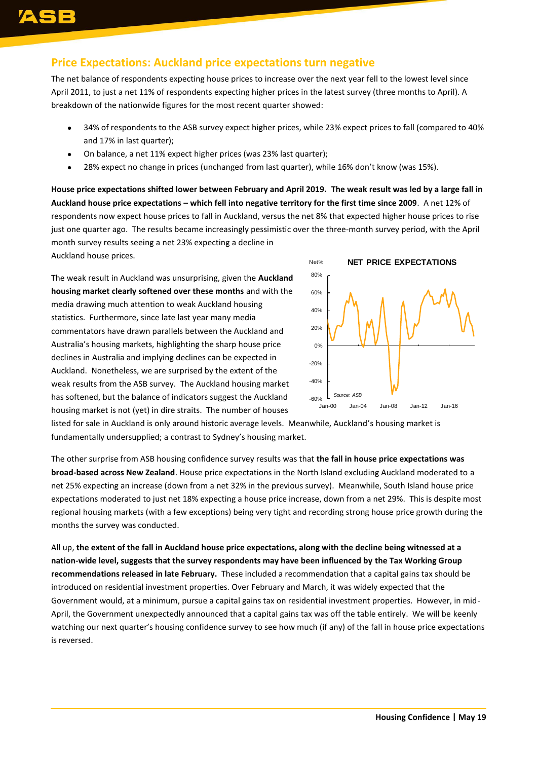## Price Expectations: Auckland price expectations turn negative

The net balance of respondents expecting house prices to increase over the next year fell to the lowest level since April 2011, to just a net 11% of respondents expecting higher prices in the latest survey (three months to April). A breakdown of the nationwide figures for the most recent quarter showed:

- 34% of respondents to the ASB survey expect higher prices, while 23% expect prices to fall (compared to 40% and 17% in last quarter);
- On balance, a net 11% expect higher prices (was 23% last quarter);
- 28% expect no change in prices (unchanged from last quarter), while 16% don't know (was 15%).

**House price expectations shifted lower between February and April 2019. The weak result was led by a large fall in Auckland house price expectations – which fell into negative territory for the first time since 2009**. A net 12% of respondents now expect house prices to fall in Auckland, versus the net 8% that expected higher house prices to rise just one quarter ago. The results became increasingly pessimistic over the three-month survey period, with the April month survey results seeing a net 23% expecting a decline in Auckland house prices.

The weak result in Auckland was unsurprising, given the **Auckland housing market clearly softened over these months** and with the media drawing much attention to weak Auckland housing statistics. Furthermore, since late last year many media commentators have drawn parallels between the Auckland and Australia's housing markets, highlighting the sharp house price declines in Australia and implying declines can be expected in Auckland. Nonetheless, we are surprised by the extent of the weak results from the ASB survey. The Auckland housing market has softened, but the balance of indicators suggest the Auckland housing market is not (yet) in dire straits. The number of houses listed for sale in Auckland is only around historic average levels. Meanwhile, Auckland's housing market is fundamentally undersupplied; a contrast to Sydney's housing market.

The other surprise from ASB housing confidence survey results was that **the fall in house price expectations was broad-based across New Zealand**. House price expectations in the North Island excluding Auckland moderated to a net 25% expecting an increase (down from a net 32% in the previous survey). Meanwhile, South Island house price expectations moderated to just net 18% expecting a house price increase, down from a net 29%. This is despite most regional housing markets (with a few exceptions) being very tight and recording strong house price growth during the months the survey was conducted.

All up, **the extent of the fall in Auckland house price expectations, along with the decline being witnessed at a nation-wide level, suggests that the survey respondents may have been influenced by the Tax Working Group recommendations released in late February.** These included a recommendation that a capital gains tax should be introduced on residential investment properties. Over February and March, it was widely expected that the Government would, at a minimum, pursue a capital gains tax on residential investment properties. However, in mid-April, the Government unexpectedly announced that a capital gains tax was off the table entirely. We will be keenly watching our next quarter's housing confidence survey to see how much (if any) of the fall in house price expectations is reversed.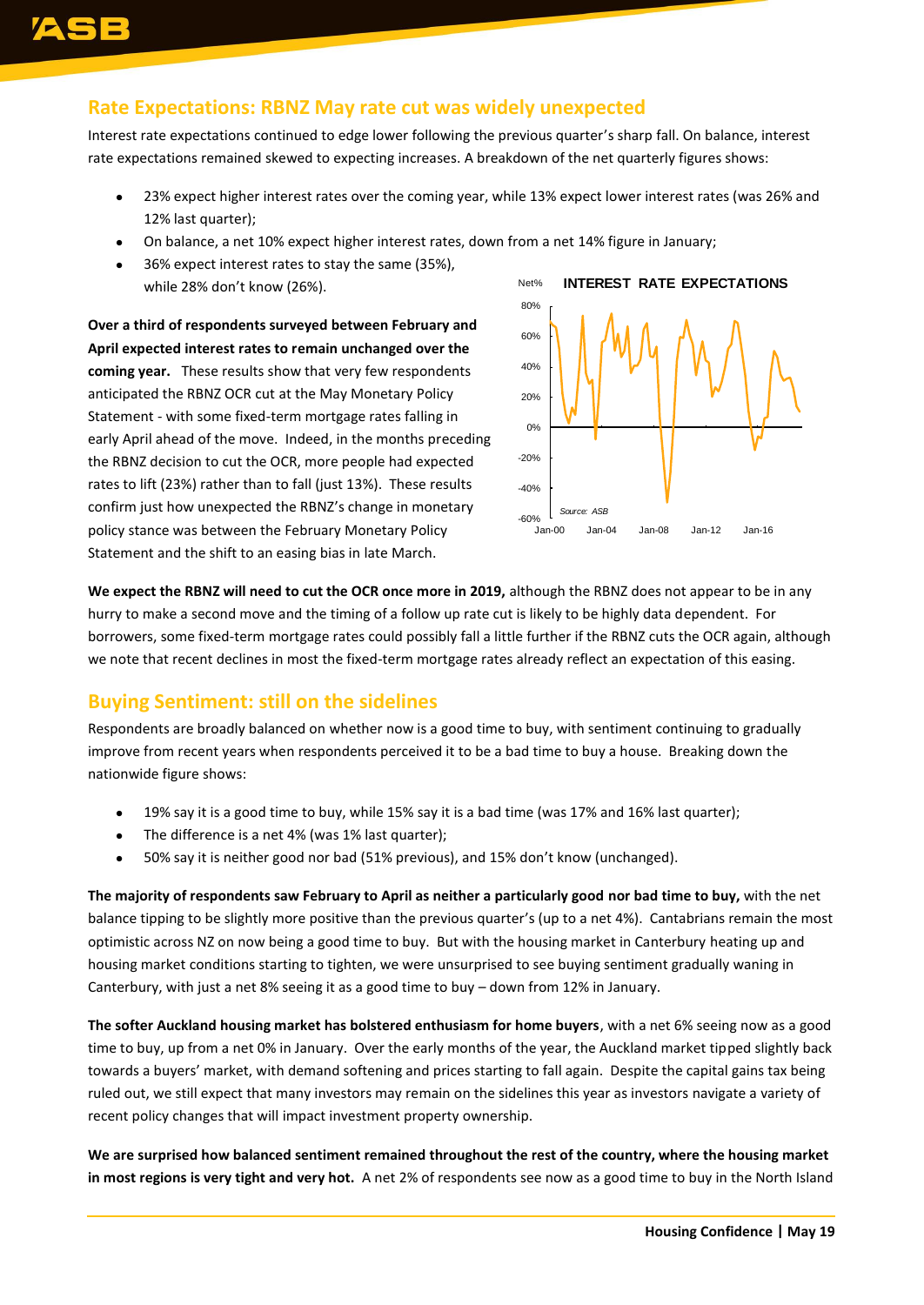## Rate Expectations: RBNZ May rate cut was widely unexpected

Interest rate expectations continued to edge lower following the previous quarter's sharp fall. On balance, interest rate expectations remained skewed to expecting increases. A breakdown of the net quarterly figures shows:

- 23% expect higher interest rates over the coming year, while 13% expect lower interest rates (was 26% and 12% last quarter);
- On balance, a net 10% expect higher interest rates, down from a net 14% figure in January;
- 36% expect interest rates to stay the same (35%), while 28% don't know (26%).

**Over a third of respondents surveyed between February and April expected interest rates to remain unchanged over the coming year.** These results show that very few respondents anticipated the RBNZ OCR cut at the May Monetary Policy Statement - with some fixed-term mortgage rates falling in early April ahead of the move. Indeed, in the months preceding the RBNZ decision to cut the OCR, more people had expected rates to lift (23%) rather than to fall (just 13%). These results confirm just how unexpected the RBNZ's change in monetary policy stance was between the February Monetary Policy Statement and the shift to an easing bias in late March.

**We expect the RBNZ will need to cut the OCR once more in 2019,** although the RBNZ does not appear to be in any hurry to make a second move and the timing of a follow up rate cut is likely to be highly data dependent. For borrowers, some fixed-term mortgage rates could possibly fall a little further if the RBNZ cuts the OCR again, although we note that recent declines in most the fixed-term mortgage rates already reflect an expectation of this easing.

## Buying Sentiment: still on the sidelines

Respondents are broadly balanced on whether now is a good time to buy, with sentiment continuing to gradually improve from recent years when respondents perceived it to be a bad time to buy a house. Breaking down the nationwide figure shows:

- 19% say it is a good time to buy, while 15% say it is a bad time (was 17% and 16% last quarter);
- The difference is a net 4% (was 1% last quarter);
- 50% say it is neither good nor bad (51% previous), and 15% don't know (unchanged).

**The majority of respondents saw February to April as neither a particularly good nor bad time to buy,** with the net balance tipping to be slightly more positive than the previous quarter's (up to a net 4%). Cantabrians remain the most optimistic across NZ on now being a good time to buy. But with the housing market in Canterbury heating up and housing market conditions starting to tighten, we were unsurprised to see buying sentiment gradually waning in Canterbury, with just a net 8% seeing it as a good time to buy – down from 12% in January.

**The softer Auckland housing market has bolstered enthusiasm for home buyers**, with a net 6% seeing now as a good time to buy, up from a net 0% in January. Over the early months of the year, the Auckland market tipped slightly back towards a buyers' market, with demand softening and prices starting to fall again. Despite the capital gains tax being ruled out, we still expect that many investors may remain on the sidelines this year as investors navigate a variety of recent policy changes that will impact investment property ownership.

**We are surprised how balanced sentiment remained throughout the rest of the country, where the housing market in most regions is very tight and very hot.** A net 2% of respondents see now as a good time to buy in the North Island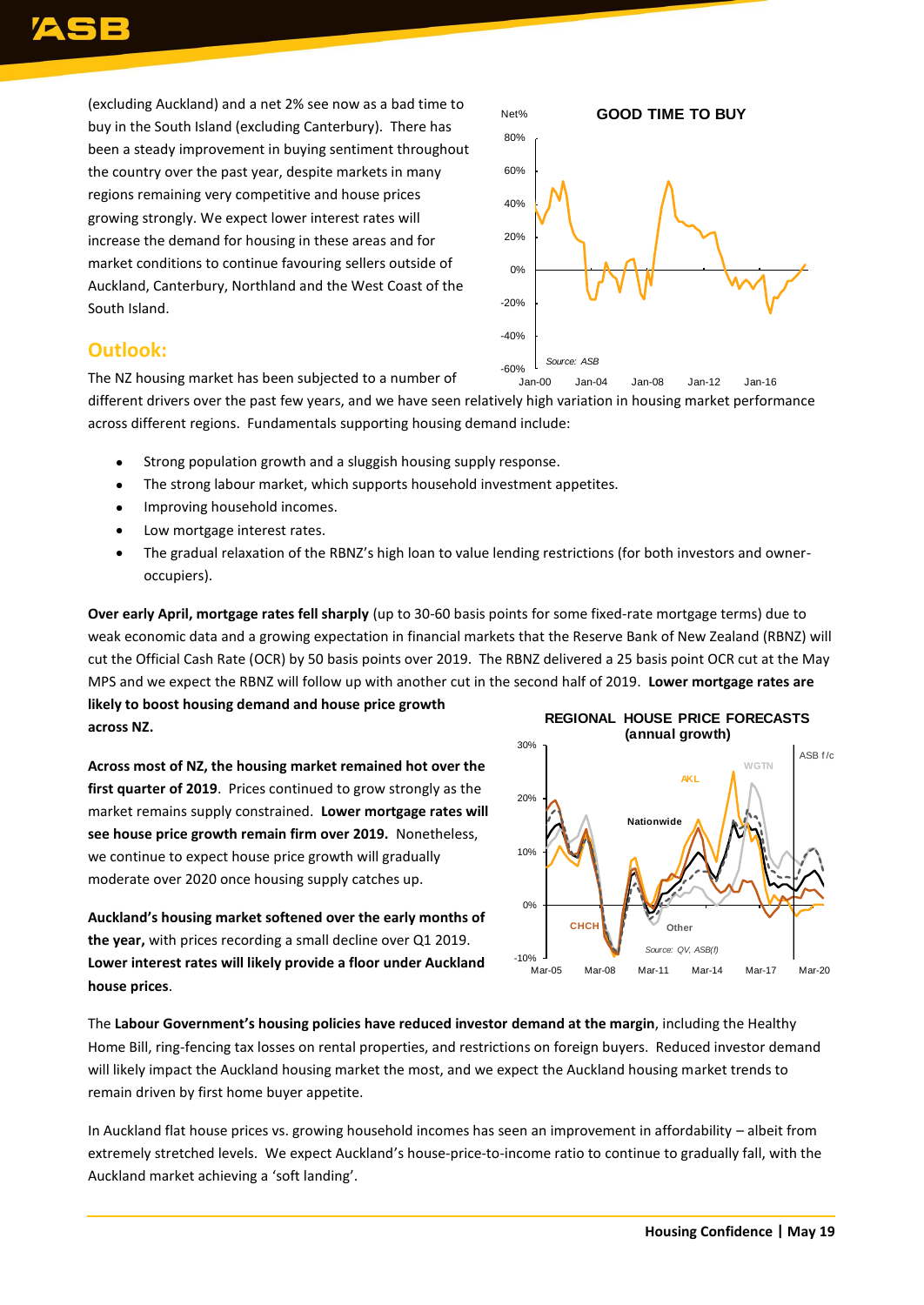(excluding Auckland) and a net 2% see now as a bad time to buy in the South Island (excluding Canterbury). There has been a steady improvement in buying sentiment throughout the country over the past year, despite markets in many regions remaining very competitive and house prices growing strongly. We expect lower interest rates will increase the demand for housing in these areas and for market conditions to continue favouring sellers outside of Auckland, Canterbury, Northland and the West Coast of the South Island.

## Outlook:

The NZ housing market has been subjected to a number of different drivers over the past few years, and we have seen relatively high variation in housing market performance across different regions. Fundamentals supporting housing demand include:

- Strong population growth and a sluggish housing supply response.
- The strong labour market, which supports household investment appetites.
- Improving household incomes.
- Low mortgage interest rates.
- The gradual relaxation of the RBNZ's high loan to value lending restrictions (for both investors and owner-occupiers).

**Over early April, mortgage rates fell sharply** (up to 30-60 basis points for some fixed-rate mortgage terms) due to weak economic data and a growing expectation in financial markets that the Reserve Bank of New Zealand (RBNZ) will cut the Official Cash Rate (OCR) by 50 basis points over 2019. The RBNZ delivered a 25 basis point OCR cut at the May MPS and we expect the RBNZ will follow up with another cut in the second half of 2019. **Lower mortgage rates are likely to boost housing demand and house price growth across NZ.**

**Across most of NZ, the housing market remained hot over the first quarter of 2019**. Prices continued to grow strongly as the market remains supply constrained. **Lower mortgage rates will see house price growth remain firm over 2019.** Nonetheless, we continue to expect house price growth will gradually moderate over 2020 once housing supply catches up.

**Auckland's housing market softened over the early months of the year,** with prices recording a small decline over Q1 2019. **Lower interest rates will likely provide a floor under Auckland house prices**.

The **Labour Government's housing policies have reduced investor demand at the margin**, including the Healthy Home Bill, ring-fencing tax losses on rental properties, and restrictions on foreign buyers. Reduced investor demand will likely impact the Auckland housing market the most, and we expect the Auckland housing market trends to remain driven by first home buyer appetite.

In Auckland flat house prices vs. growing household incomes has seen an improvement in affordability – albeit from extremely stretched levels. We expect Auckland's house-price-to-income ratio to continue to gradually fall, with the Auckland market achieving a 'soft landing'.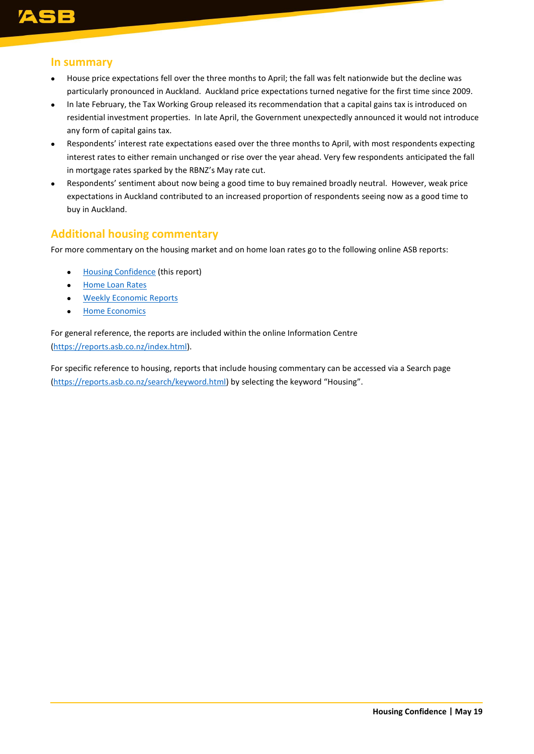## In summary

- House price expectations fell over the three months to April; the fall was felt nationwide but the decline was particularly pronounced in Auckland. Auckland price expectations turned negative for the first time since 2009.
- In late February, the Tax Working Group released its recommendation that a capital gains tax is introduced on residential investment properties. In late April, the Government unexpectedly announced it would not introduce any form of capital gains tax.
- Respondents' interest rate expectations eased over the three months to April, with most respondents expecting interest rates to either remain unchanged or rise over the year ahead. Very few respondents anticipated the fall in mortgage rates sparked by the RBNZ's May rate cut.
- Respondents' sentiment about now being a good time to buy remained broadly neutral. However, weak price expectations in Auckland contributed to an increased proportion of respondents seeing now as a good time to buy in Auckland.

## Additional housing commentary

For more commentary on the housing market and on home loan rates go to the following online ASB reports:

- Housing Confidence (this report)
- Home Loan Rates
- Weekly Economic Reports
- Home Economics

For general reference, the reports are included within the online Information Centre (https://reports.asb.co.nz/index.html).

For specific reference to housing, reports that include housing commentary can be accessed via a Search page (https://reports.asb.co.nz/search/keyword.html) by selecting the keyword "Housing".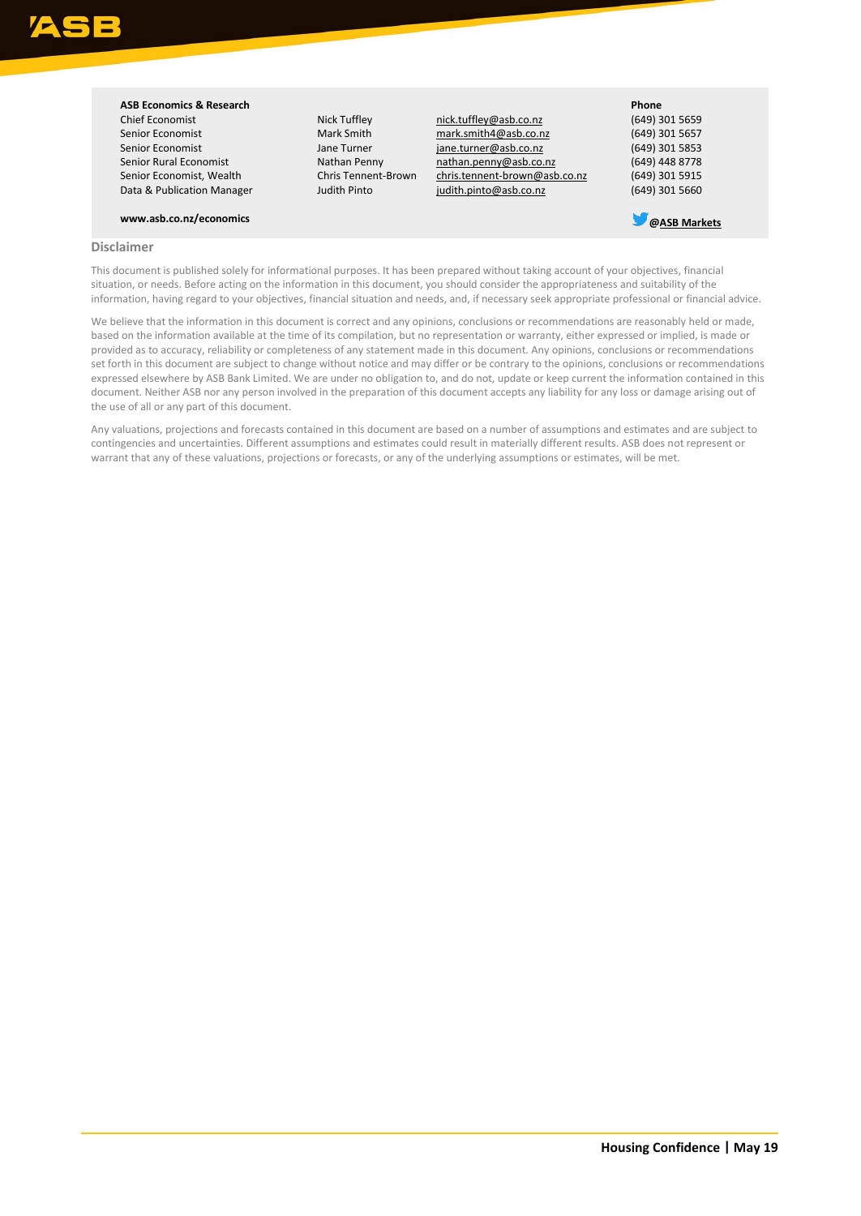| ASB Economics & Research | | | Phone |
| --- | --- | --- | --- |
| Chief Economist | Nick Tuffley | nick.tuffley@asb.co.nz | (649) 301 5659 |
| Senior Economist | Mark Smith | mark.smith4@asb.co.nz | (649) 301 5657 |
| Senior Economist | Jane Turner | jane.turner@asb.co.nz | (649) 301 5853 |
| Senior Rural Economist | Nathan Penny | nathan.penny@asb.co.nz | (649) 448 8778 |
| Senior Economist, Wealth | Chris Tennent-Brown | chris.tennent-brown@asb.co.nz | (649) 301 5915 |
| Data & Publication Manager | Judith Pinto | judith.pinto@asb.co.nz | (649) 301 5660 |

**www.asb.co.nz/economics**

**@ASB Markets**

## Disclaimer

This document is published solely for informational purposes. It has been prepared without taking account of your objectives, financial situation, or needs. Before acting on the information in this document, you should consider the appropriateness and suitability of the information, having regard to your objectives, financial situation and needs, and, if necessary seek appropriate professional or financial advice.

We believe that the information in this document is correct and any opinions, conclusions or recommendations are reasonably held or made, based on the information available at the time of its compilation, but no representation or warranty, either expressed or implied, is made or provided as to accuracy, reliability or completeness of any statement made in this document. Any opinions, conclusions or recommendations set forth in this document are subject to change without notice and may differ or be contrary to the opinions, conclusions or recommendations expressed elsewhere by ASB Bank Limited. We are under no obligation to, and do not, update or keep current the information contained in this document. Neither ASB nor any person involved in the preparation of this document accepts any liability for any loss or damage arising out of the use of all or any part of this document.

Any valuations, projections and forecasts contained in this document are based on a number of assumptions and estimates and are subject to contingencies and uncertainties. Different assumptions and estimates could result in materially different results. ASB does not represent or warrant that any of these valuations, projections or forecasts, or any of the underlying assumptions or estimates, will be met.